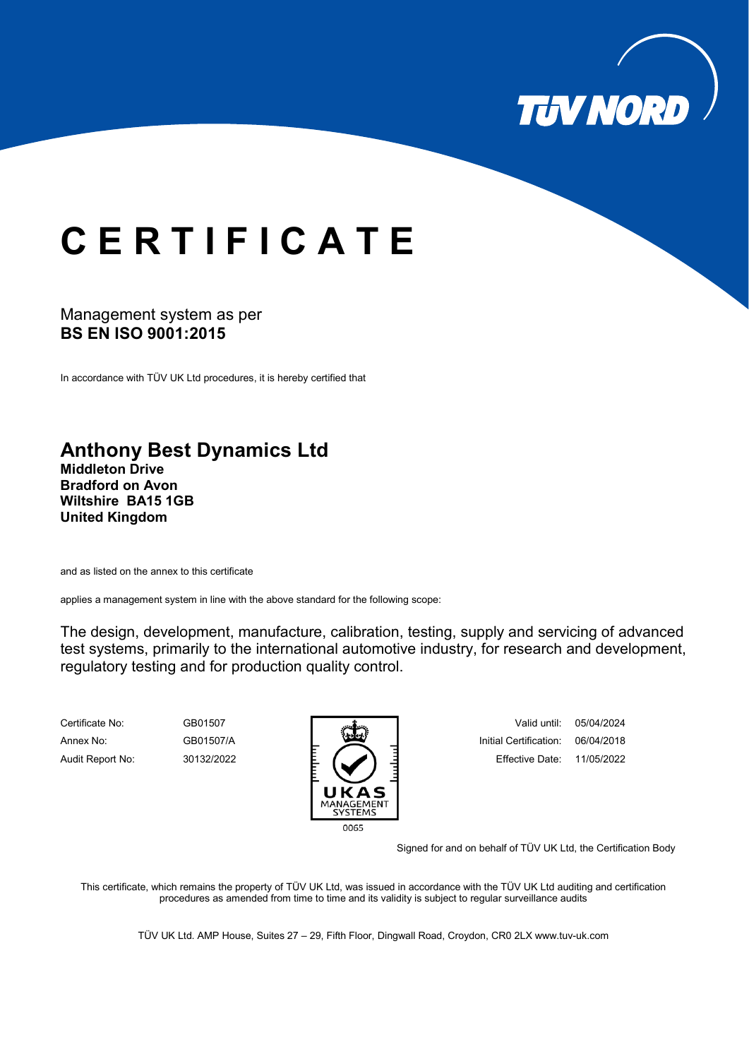TÜV NORD

# C E R T I F I C A T E

Management system as per
**BS EN ISO 9001:2015**

In accordance with TÜV UK Ltd procedures, it is hereby certified that

## Anthony Best Dynamics Ltd
**Middleton Drive**
**Bradford on Avon**
**Wiltshire BA15 1GB**
**United Kingdom**

and as listed on the annex to this certificate

applies a management system in line with the above standard for the following scope:

The design, development, manufacture, calibration, testing, supply and servicing of advanced test systems, primarily to the international automotive industry, for research and development, regulatory testing and for production quality control.

| | | | |
|---|---|---|---|
| Certificate No: | GB01507 | Valid until: | 05/04/2024 |
| Annex No: | GB01507/A | Initial Certification: | 06/04/2018 |
| Audit Report No: | 30132/2022 | Effective Date: | 11/05/2022 |

UKAS MANAGEMENT SYSTEMS
0065

Signed for and on behalf of TÜV UK Ltd, the Certification Body

This certificate, which remains the property of TÜV UK Ltd, was issued in accordance with the TÜV UK Ltd auditing and certification procedures as amended from time to time and its validity is subject to regular surveillance audits

TÜV UK Ltd. AMP House, Suites 27 – 29, Fifth Floor, Dingwall Road, Croydon, CR0 2LX www.tuv-uk.com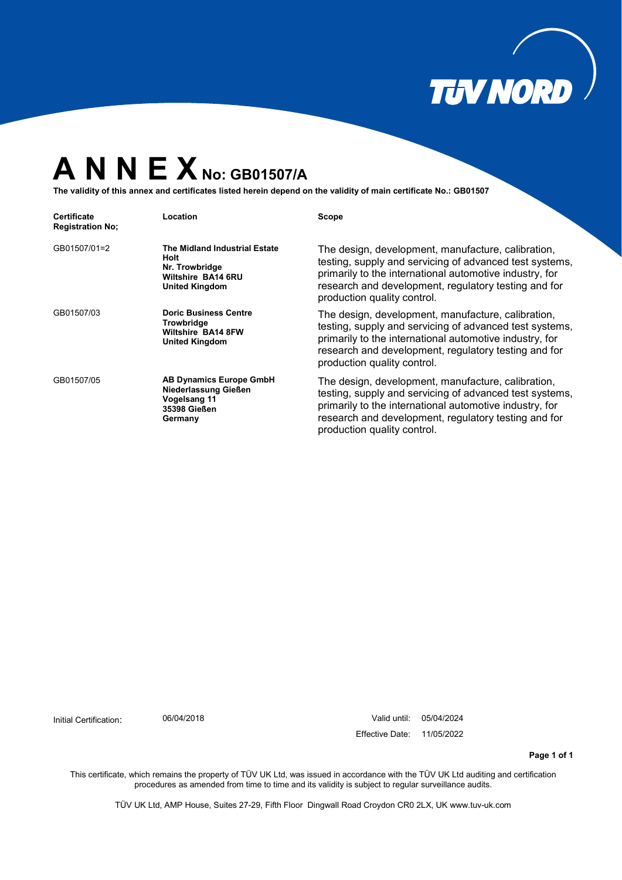# ANNEX No: GB01507/A

**The validity of this annex and certificates listed herein depend on the validity of main certificate No.: GB01507**

| Certificate Registration No; | Location | Scope |
|---|---|---|
| GB01507/01=2 | **The Midland Industrial Estate Holt Nr. Trowbridge Wiltshire BA14 6RU United Kingdom** | The design, development, manufacture, calibration, testing, supply and servicing of advanced test systems, primarily to the international automotive industry, for research and development, regulatory testing and for production quality control. |
| GB01507/03 | **Doric Business Centre Trowbridge Wiltshire BA14 8FW United Kingdom** | The design, development, manufacture, calibration, testing, supply and servicing of advanced test systems, primarily to the international automotive industry, for research and development, regulatory testing and for production quality control. |
| GB01507/05 | **AB Dynamics Europe GmbH Niederlassung Gießen Vogelsang 11 35398 Gießen Germany** | The design, development, manufacture, calibration, testing, supply and servicing of advanced test systems, primarily to the international automotive industry, for research and development, regulatory testing and for production quality control. |

Initial Certification: 06/04/2018

Valid until: 05/04/2024

Effective Date: 11/05/2022

This certificate, which remains the property of TÜV UK Ltd, was issued in accordance with the TÜV UK Ltd auditing and certification procedures as amended from time to time and its validity is subject to regular surveillance audits.

TÜV UK Ltd, AMP House, Suites 27-29, Fifth Floor Dingwall Road Croydon CR0 2LX, UK www.tuv-uk.com